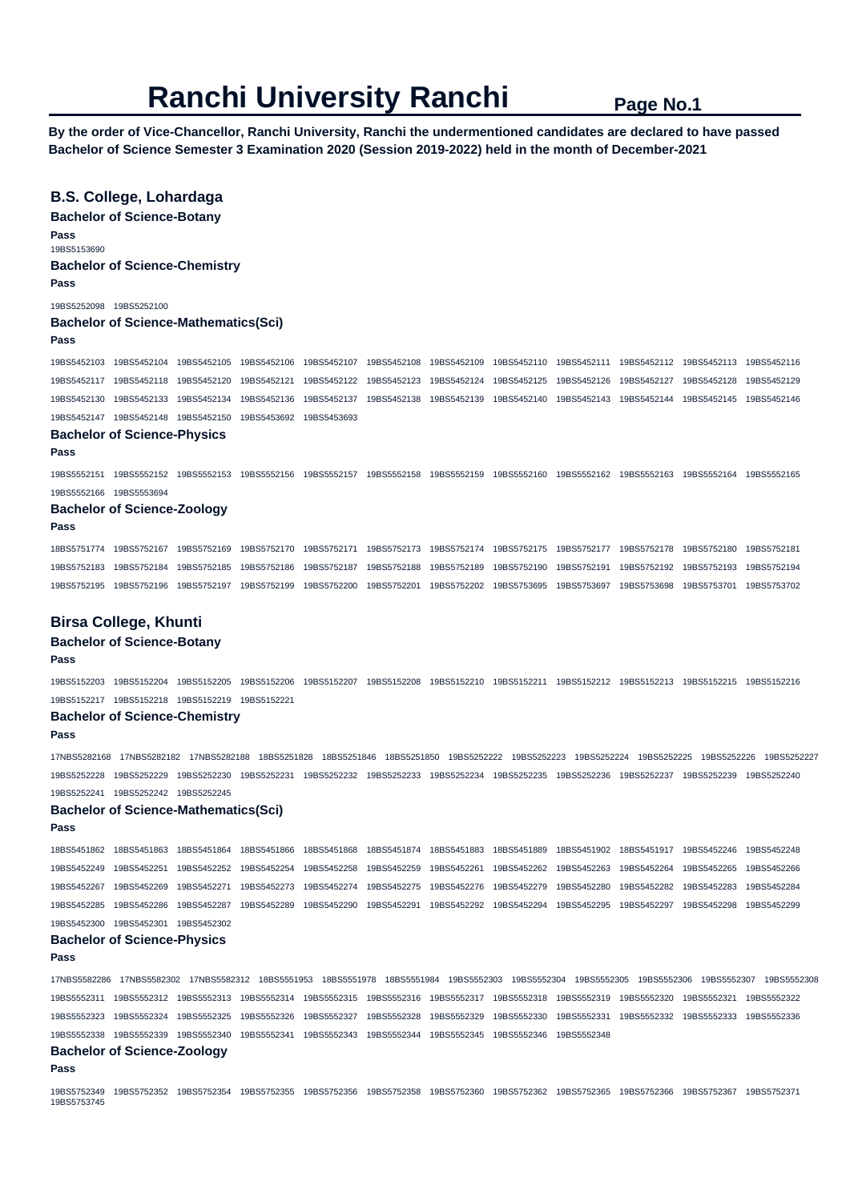# Ranchi University Ranchi

**By the order of Vice-Chancellor, Ranchi University, Ranchi the undermentioned candidates are declared to have passed Bachelor of Science Semester 3 Examination 2020 (Session 2019-2022) held in the month of December-2021**

## B.S. College, Lohardaga

### Bachelor of Science-Botany

**Pass**

19BS5153690

### Bachelor of Science-Chemistry

**Pass**

19BS5252098 19BS5252100

### Bachelor of Science-Mathematics(Sci)

**Pass**

19BS5452103 19BS5452104 19BS5452105 19BS5452106 19BS5452107 19BS5452108 19BS5452109 19BS5452110 19BS5452111 19BS5452112 19BS5452113 19BS5452116 19BS5452117 19BS5452118 19BS5452120 19BS5452121 19BS5452122 19BS5452123 19BS5452124 19BS5452125 19BS5452126 19BS5452127 19BS5452128 19BS5452129 19BS5452130 19BS5452133 19BS5452134 19BS5452136 19BS5452137 19BS5452138 19BS5452139 19BS5452140 19BS5452143 19BS5452144 19BS5452145 19BS5452146 19BS5452147 19BS5452148 19BS5452150 19BS5453692 19BS5453693

### Bachelor of Science-Physics

**Pass**

19BS5552151 19BS5552152 19BS5552153 19BS5552156 19BS5552157 19BS5552158 19BS5552159 19BS5552160 19BS5552162 19BS5552163 19BS5552164 19BS5552165 19BS5552166 19BS5553694

### Bachelor of Science-Zoology

**Pass**

18BS5751774 19BS5752167 19BS5752169 19BS5752170 19BS5752171 19BS5752173 19BS5752174 19BS5752175 19BS5752177 19BS5752178 19BS5752180 19BS5752181 19BS5752183 19BS5752184 19BS5752185 19BS5752186 19BS5752187 19BS5752188 19BS5752189 19BS5752190 19BS5752191 19BS5752192 19BS5752193 19BS5752194 19BS5752195 19BS5752196 19BS5752197 19BS5752199 19BS5752200 19BS5752201 19BS5752202 19BS5753695 19BS5753697 19BS5753698 19BS5753701 19BS5753702

## Birsa College, Khunti

### Bachelor of Science-Botany

**Pass**

19BS5152203 19BS5152204 19BS5152205 19BS5152206 19BS5152207 19BS5152208 19BS5152210 19BS5152211 19BS5152212 19BS5152213 19BS5152215 19BS5152216 19BS5152217 19BS5152218 19BS5152219 19BS5152221

### Bachelor of Science-Chemistry

**Pass**

17NBS5282168 17NBS5282182 17NBS5282188 18BS5251828 18BS5251846 18BS5251850 19BS5252222 19BS5252223 19BS5252224 19BS5252225 19BS5252226 19BS5252227 19BS5252228 19BS5252229 19BS5252230 19BS5252231 19BS5252232 19BS5252233 19BS5252234 19BS5252235 19BS5252236 19BS5252237 19BS5252239 19BS5252240 19BS5252241 19BS5252242 19BS5252245

### Bachelor of Science-Mathematics(Sci)

**Pass**

18BS5451862 18BS5451863 18BS5451864 18BS5451866 18BS5451868 18BS5451874 18BS5451883 18BS5451889 18BS5451902 18BS5451917 19BS5452246 19BS5452248 19BS5452249 19BS5452251 19BS5452252 19BS5452254 19BS5452258 19BS5452259 19BS5452261 19BS5452262 19BS5452263 19BS5452264 19BS5452265 19BS5452266 19BS5452267 19BS5452269 19BS5452271 19BS5452273 19BS5452274 19BS5452275 19BS5452276 19BS5452279 19BS5452280 19BS5452282 19BS5452283 19BS5452284 19BS5452285 19BS5452286 19BS5452287 19BS5452289 19BS5452290 19BS5452291 19BS5452292 19BS5452294 19BS5452295 19BS5452297 19BS5452298 19BS5452299 19BS5452300 19BS5452301 19BS5452302

### Bachelor of Science-Physics

**Pass**

17NBS5582286 17NBS5582302 17NBS5582312 18BS5551953 18BS5551978 18BS5551984 19BS5552303 19BS5552304 19BS5552305 19BS5552306 19BS5552307 19BS5552308 19BS5552311 19BS5552312 19BS5552313 19BS5552314 19BS5552315 19BS5552316 19BS5552317 19BS5552318 19BS5552319 19BS5552320 19BS5552321 19BS5552322 19BS5552323 19BS5552324 19BS5552325 19BS5552326 19BS5552327 19BS5552328 19BS5552329 19BS5552330 19BS5552331 19BS5552332 19BS5552333 19BS5552336 19BS5552338 19BS5552339 19BS5552340 19BS5552341 19BS5552343 19BS5552344 19BS5552345 19BS5552346 19BS5552348

### Bachelor of Science-Zoology

**Pass**

19BS5752349 19BS5752352 19BS5752354 19BS5752355 19BS5752356 19BS5752358 19BS5752360 19BS5752362 19BS5752365 19BS5752366 19BS5752367 19BS5752371 19BS5753745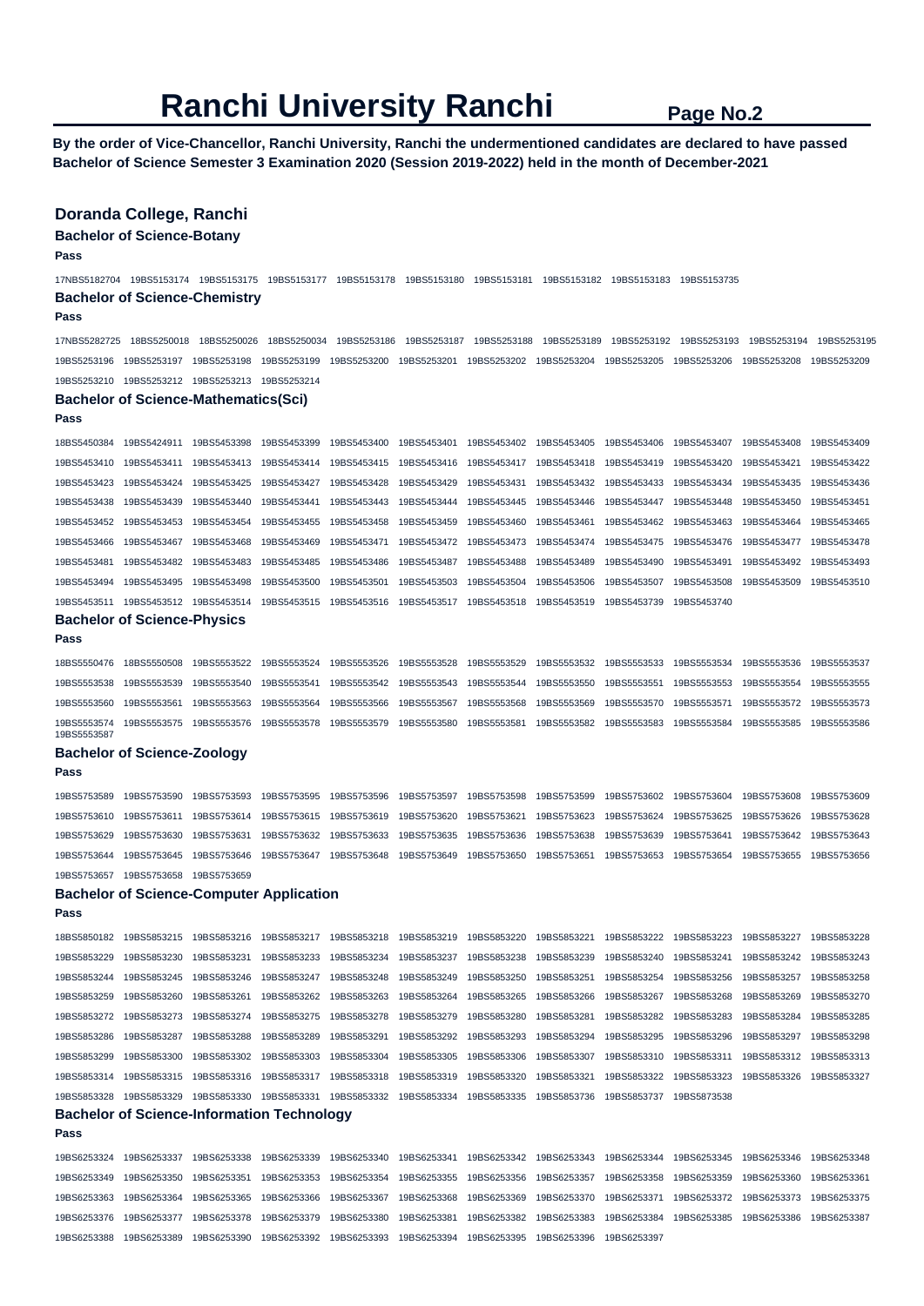# Ranchi University Ranchi

**By the order of Vice-Chancellor, Ranchi University, Ranchi the undermentioned candidates are declared to have passed Bachelor of Science Semester 3 Examination 2020 (Session 2019-2022) held in the month of December-2021**

## Doranda College, Ranchi

### Bachelor of Science-Botany

**Pass**

17NBS5182704 19BS5153174 19BS5153175 19BS5153177 19BS5153178 19BS5153180 19BS5153181 19BS5153182 19BS5153183 19BS5153735

### Bachelor of Science-Chemistry

**Pass**

17NBS5282725 18BS5250018 18BS5250026 18BS5250034 19BS5253186 19BS5253187 19BS5253188 19BS5253189 19BS5253192 19BS5253193 19BS5253194 19BS5253195 19BS5253196 19BS5253197 19BS5253198 19BS5253199 19BS5253200 19BS5253201 19BS5253202 19BS5253204 19BS5253205 19BS5253206 19BS5253208 19BS5253209 19BS5253210 19BS5253212 19BS5253213 19BS5253214

### Bachelor of Science-Mathematics(Sci)

**Pass**

18BS5450384 19BS5424911 19BS5453398 19BS5453399 19BS5453400 19BS5453401 19BS5453402 19BS5453405 19BS5453406 19BS5453407 19BS5453408 19BS5453409 19BS5453410 19BS5453411 19BS5453413 19BS5453414 19BS5453415 19BS5453416 19BS5453417 19BS5453418 19BS5453419 19BS5453420 19BS5453421 19BS5453422 19BS5453423 19BS5453424 19BS5453425 19BS5453427 19BS5453428 19BS5453429 19BS5453431 19BS5453432 19BS5453433 19BS5453434 19BS5453435 19BS5453436 19BS5453438 19BS5453439 19BS5453440 19BS5453441 19BS5453443 19BS5453444 19BS5453445 19BS5453446 19BS5453447 19BS5453448 19BS5453450 19BS5453451 19BS5453452 19BS5453453 19BS5453454 19BS5453455 19BS5453458 19BS5453459 19BS5453460 19BS5453461 19BS5453462 19BS5453463 19BS5453464 19BS5453465 19BS5453466 19BS5453467 19BS5453468 19BS5453469 19BS5453471 19BS5453472 19BS5453473 19BS5453474 19BS5453475 19BS5453476 19BS5453477 19BS5453478 19BS5453481 19BS5453482 19BS5453483 19BS5453485 19BS5453486 19BS5453487 19BS5453488 19BS5453489 19BS5453490 19BS5453491 19BS5453492 19BS5453493 19BS5453494 19BS5453495 19BS5453498 19BS5453500 19BS5453501 19BS5453503 19BS5453504 19BS5453506 19BS5453507 19BS5453508 19BS5453509 19BS5453510 19BS5453511 19BS5453512 19BS5453514 19BS5453515 19BS5453516 19BS5453517 19BS5453518 19BS5453519 19BS5453739 19BS5453740

### Bachelor of Science-Physics

**Pass**

18BS5550476 18BS5550508 19BS5553522 19BS5553524 19BS5553526 19BS5553528 19BS5553529 19BS5553532 19BS5553533 19BS5553534 19BS5553536 19BS5553537 19BS5553538 19BS5553539 19BS5553540 19BS5553541 19BS5553542 19BS5553543 19BS5553544 19BS5553550 19BS5553551 19BS5553553 19BS5553554 19BS5553555 19BS5553560 19BS5553561 19BS5553563 19BS5553564 19BS5553566 19BS5553567 19BS5553568 19BS5553569 19BS5553570 19BS5553571 19BS5553572 19BS5553573 19BS5553574 19BS5553575 19BS5553576 19BS5553578 19BS5553579 19BS5553580 19BS5553581 19BS5553582 19BS5553583 19BS5553584 19BS5553585 19BS5553586 19BS5553587

### Bachelor of Science-Zoology

**Pass**

19BS5753589 19BS5753590 19BS5753593 19BS5753595 19BS5753596 19BS5753597 19BS5753598 19BS5753599 19BS5753602 19BS5753604 19BS5753608 19BS5753609 19BS5753610 19BS5753611 19BS5753614 19BS5753615 19BS5753619 19BS5753620 19BS5753621 19BS5753623 19BS5753624 19BS5753625 19BS5753626 19BS5753628 19BS5753629 19BS5753630 19BS5753631 19BS5753632 19BS5753633 19BS5753635 19BS5753636 19BS5753638 19BS5753639 19BS5753641 19BS5753642 19BS5753643 19BS5753644 19BS5753645 19BS5753646 19BS5753647 19BS5753648 19BS5753649 19BS5753650 19BS5753651 19BS5753653 19BS5753654 19BS5753655 19BS5753656 19BS5753657 19BS5753658 19BS5753659

### Bachelor of Science-Computer Application

**Pass**

18BS5850182 19BS5853215 19BS5853216 19BS5853217 19BS5853218 19BS5853219 19BS5853220 19BS5853221 19BS5853222 19BS5853223 19BS5853227 19BS5853228 19BS5853229 19BS5853230 19BS5853231 19BS5853233 19BS5853234 19BS5853237 19BS5853238 19BS5853239 19BS5853240 19BS5853241 19BS5853242 19BS5853243 19BS5853244 19BS5853245 19BS5853246 19BS5853247 19BS5853248 19BS5853249 19BS5853250 19BS5853251 19BS5853254 19BS5853256 19BS5853257 19BS5853258 19BS5853259 19BS5853260 19BS5853261 19BS5853262 19BS5853263 19BS5853264 19BS5853265 19BS5853266 19BS5853267 19BS5853268 19BS5853269 19BS5853270 19BS5853272 19BS5853273 19BS5853274 19BS5853275 19BS5853278 19BS5853279 19BS5853280 19BS5853281 19BS5853282 19BS5853283 19BS5853284 19BS5853285 19BS5853286 19BS5853287 19BS5853288 19BS5853289 19BS5853291 19BS5853292 19BS5853293 19BS5853294 19BS5853295 19BS5853296 19BS5853297 19BS5853298 19BS5853299 19BS5853300 19BS5853302 19BS5853303 19BS5853304 19BS5853305 19BS5853306 19BS5853307 19BS5853310 19BS5853311 19BS5853312 19BS5853313 19BS5853314 19BS5853315 19BS5853316 19BS5853317 19BS5853318 19BS5853319 19BS5853320 19BS5853321 19BS5853322 19BS5853323 19BS5853326 19BS5853327 19BS5853328 19BS5853329 19BS5853330 19BS5853331 19BS5853332 19BS5853334 19BS5853335 19BS5853736 19BS5853737 19BS5873538

### Bachelor of Science-Information Technology

**Pass**

19BS6253324 19BS6253337 19BS6253338 19BS6253339 19BS6253340 19BS6253341 19BS6253342 19BS6253343 19BS6253344 19BS6253345 19BS6253346 19BS6253348 19BS6253349 19BS6253350 19BS6253351 19BS6253353 19BS6253354 19BS6253355 19BS6253356 19BS6253357 19BS6253358 19BS6253359 19BS6253360 19BS6253361 19BS6253363 19BS6253364 19BS6253365 19BS6253366 19BS6253367 19BS6253368 19BS6253369 19BS6253370 19BS6253371 19BS6253372 19BS6253373 19BS6253375 19BS6253376 19BS6253377 19BS6253378 19BS6253379 19BS6253380 19BS6253381 19BS6253382 19BS6253383 19BS6253384 19BS6253385 19BS6253386 19BS6253387 19BS6253388 19BS6253389 19BS6253390 19BS6253392 19BS6253393 19BS6253394 19BS6253395 19BS6253396 19BS6253397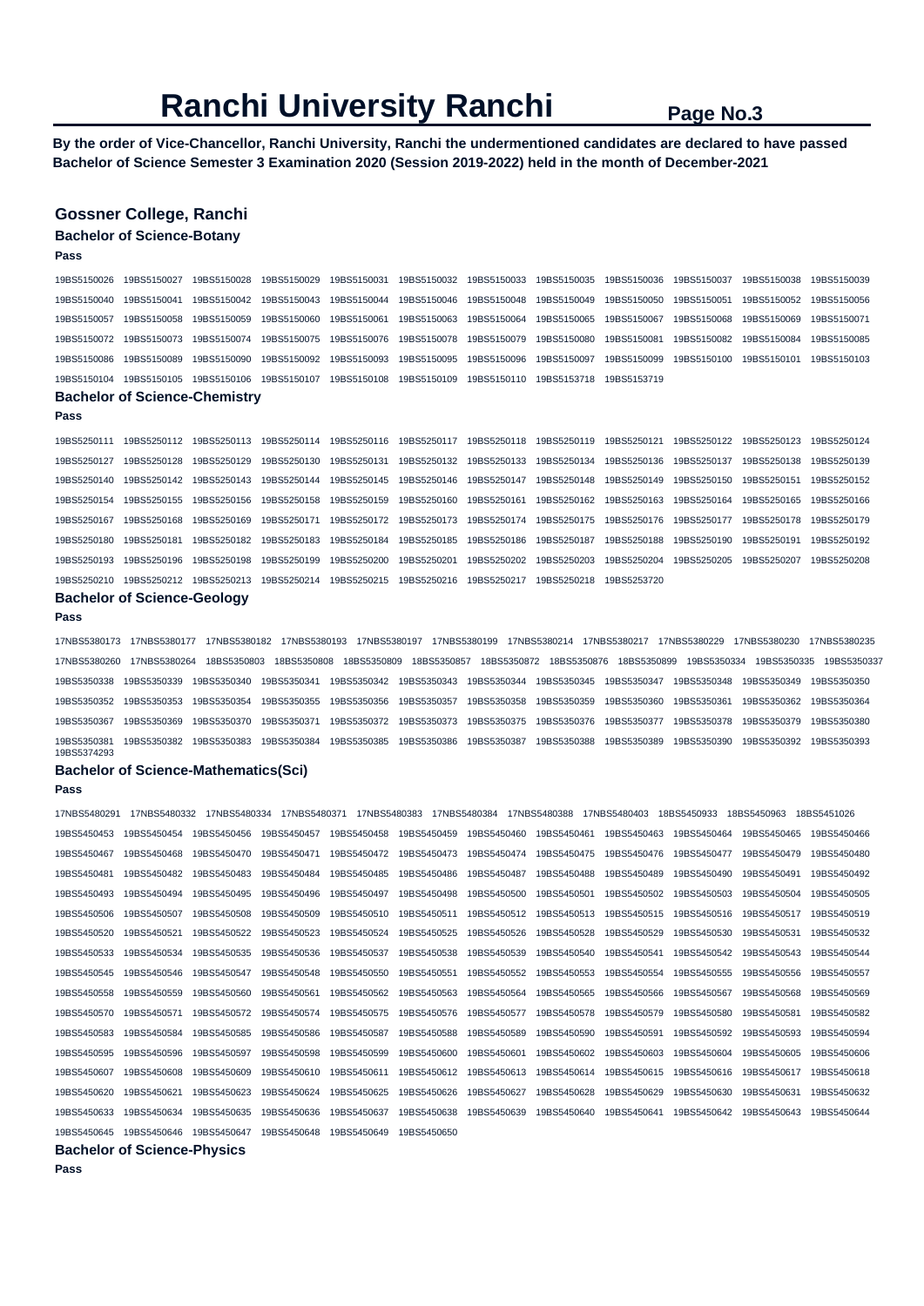# Ranchi University Ranchi

**Page No.3**

**By the order of Vice-Chancellor, Ranchi University, Ranchi the undermentioned candidates are declared to have passed Bachelor of Science Semester 3 Examination 2020 (Session 2019-2022) held in the month of December-2021**

## Gossner College, Ranchi

### Bachelor of Science-Botany

**Pass**

19BS5150026 19BS5150027 19BS5150028 19BS5150029 19BS5150031 19BS5150032 19BS5150033 19BS5150035 19BS5150036 19BS5150037 19BS5150038 19BS5150039
19BS5150040 19BS5150041 19BS5150042 19BS5150043 19BS5150044 19BS5150046 19BS5150048 19BS5150049 19BS5150050 19BS5150051 19BS5150052 19BS5150056
19BS5150057 19BS5150058 19BS5150059 19BS5150060 19BS5150061 19BS5150063 19BS5150064 19BS5150065 19BS5150067 19BS5150068 19BS5150069 19BS5150071
19BS5150072 19BS5150073 19BS5150074 19BS5150075 19BS5150076 19BS5150078 19BS5150079 19BS5150080 19BS5150081 19BS5150082 19BS5150084 19BS5150085
19BS5150086 19BS5150089 19BS5150090 19BS5150092 19BS5150093 19BS5150095 19BS5150096 19BS5150097 19BS5150099 19BS5150100 19BS5150101 19BS5150103
19BS5150104 19BS5150105 19BS5150106 19BS5150107 19BS5150108 19BS5150109 19BS5150110 19BS5153718 19BS5153719

### Bachelor of Science-Chemistry

**Pass**

19BS5250111 19BS5250112 19BS5250113 19BS5250114 19BS5250116 19BS5250117 19BS5250118 19BS5250119 19BS5250121 19BS5250122 19BS5250123 19BS5250124
19BS5250127 19BS5250128 19BS5250129 19BS5250130 19BS5250131 19BS5250132 19BS5250133 19BS5250134 19BS5250136 19BS5250137 19BS5250138 19BS5250139
19BS5250140 19BS5250142 19BS5250143 19BS5250144 19BS5250145 19BS5250146 19BS5250147 19BS5250148 19BS5250149 19BS5250150 19BS5250151 19BS5250152
19BS5250154 19BS5250155 19BS5250156 19BS5250158 19BS5250159 19BS5250160 19BS5250161 19BS5250162 19BS5250163 19BS5250164 19BS5250165 19BS5250166
19BS5250167 19BS5250168 19BS5250169 19BS5250171 19BS5250172 19BS5250173 19BS5250174 19BS5250175 19BS5250176 19BS5250177 19BS5250178 19BS5250179
19BS5250180 19BS5250181 19BS5250182 19BS5250183 19BS5250184 19BS5250185 19BS5250186 19BS5250187 19BS5250188 19BS5250190 19BS5250191 19BS5250192
19BS5250193 19BS5250196 19BS5250198 19BS5250199 19BS5250200 19BS5250201 19BS5250202 19BS5250203 19BS5250204 19BS5250205 19BS5250207 19BS5250208
19BS5250210 19BS5250212 19BS5250213 19BS5250214 19BS5250215 19BS5250216 19BS5250217 19BS5250218 19BS5253720

### Bachelor of Science-Geology

**Pass**

17NBS5380173 17NBS5380177 17NBS5380182 17NBS5380193 17NBS5380197 17NBS5380199 17NBS5380214 17NBS5380217 17NBS5380229 17NBS5380230 17NBS5380235
17NBS5380260 17NBS5380264 18BS5350803 18BS5350808 18BS5350809 18BS5350857 18BS5350872 18BS5350876 18BS5350899 19BS5350334 19BS5350335 19BS5350337
19BS5350338 19BS5350339 19BS5350340 19BS5350341 19BS5350342 19BS5350343 19BS5350344 19BS5350345 19BS5350347 19BS5350348 19BS5350349 19BS5350350
19BS5350352 19BS5350353 19BS5350354 19BS5350355 19BS5350356 19BS5350357 19BS5350358 19BS5350359 19BS5350360 19BS5350361 19BS5350362 19BS5350364
19BS5350367 19BS5350369 19BS5350370 19BS5350371 19BS5350372 19BS5350373 19BS5350375 19BS5350376 19BS5350377 19BS5350378 19BS5350379 19BS5350380
19BS5350381 19BS5350382 19BS5350383 19BS5350384 19BS5350385 19BS5350386 19BS5350387 19BS5350388 19BS5350389 19BS5350390 19BS5350392 19BS5350393
19BS5374293

### Bachelor of Science-Mathematics(Sci)

**Pass**

17NBS5480291 17NBS5480332 17NBS5480334 17NBS5480371 17NBS5480383 17NBS5480384 17NBS5480388 17NBS5480403 18BS5450933 18BS5450963 18BS5451026
19BS5450453 19BS5450454 19BS5450456 19BS5450457 19BS5450458 19BS5450459 19BS5450460 19BS5450461 19BS5450463 19BS5450464 19BS5450465 19BS5450466
19BS5450467 19BS5450468 19BS5450470 19BS5450471 19BS5450472 19BS5450473 19BS5450474 19BS5450475 19BS5450476 19BS5450477 19BS5450479 19BS5450480
19BS5450481 19BS5450482 19BS5450483 19BS5450484 19BS5450485 19BS5450486 19BS5450487 19BS5450488 19BS5450489 19BS5450490 19BS5450491 19BS5450492
19BS5450493 19BS5450494 19BS5450495 19BS5450496 19BS5450497 19BS5450498 19BS5450500 19BS5450501 19BS5450502 19BS5450503 19BS5450504 19BS5450505
19BS5450506 19BS5450507 19BS5450508 19BS5450509 19BS5450510 19BS5450511 19BS5450512 19BS5450513 19BS5450515 19BS5450516 19BS5450517 19BS5450519
19BS5450520 19BS5450521 19BS5450522 19BS5450523 19BS5450524 19BS5450525 19BS5450526 19BS5450528 19BS5450529 19BS5450530 19BS5450531 19BS5450532
19BS5450533 19BS5450534 19BS5450535 19BS5450536 19BS5450537 19BS5450538 19BS5450539 19BS5450540 19BS5450541 19BS5450542 19BS5450543 19BS5450544
19BS5450545 19BS5450546 19BS5450547 19BS5450548 19BS5450550 19BS5450551 19BS5450552 19BS5450553 19BS5450554 19BS5450555 19BS5450556 19BS5450557
19BS5450558 19BS5450559 19BS5450560 19BS5450561 19BS5450562 19BS5450563 19BS5450564 19BS5450565 19BS5450566 19BS5450567 19BS5450568 19BS5450569
19BS5450570 19BS5450571 19BS5450572 19BS5450574 19BS5450575 19BS5450576 19BS5450577 19BS5450578 19BS5450579 19BS5450580 19BS5450581 19BS5450582
19BS5450583 19BS5450584 19BS5450585 19BS5450586 19BS5450587 19BS5450588 19BS5450589 19BS5450590 19BS5450591 19BS5450592 19BS5450593 19BS5450594
19BS5450595 19BS5450596 19BS5450597 19BS5450598 19BS5450599 19BS5450600 19BS5450601 19BS5450602 19BS5450603 19BS5450604 19BS5450605 19BS5450606
19BS5450607 19BS5450608 19BS5450609 19BS5450610 19BS5450611 19BS5450612 19BS5450613 19BS5450614 19BS5450615 19BS5450616 19BS5450617 19BS5450618
19BS5450620 19BS5450621 19BS5450623 19BS5450624 19BS5450625 19BS5450626 19BS5450627 19BS5450628 19BS5450629 19BS5450630 19BS5450631 19BS5450632
19BS5450633 19BS5450634 19BS5450635 19BS5450636 19BS5450637 19BS5450638 19BS5450639 19BS5450640 19BS5450641 19BS5450642 19BS5450643 19BS5450644
19BS5450645 19BS5450646 19BS5450647 19BS5450648 19BS5450649 19BS5450650

### Bachelor of Science-Physics

**Pass**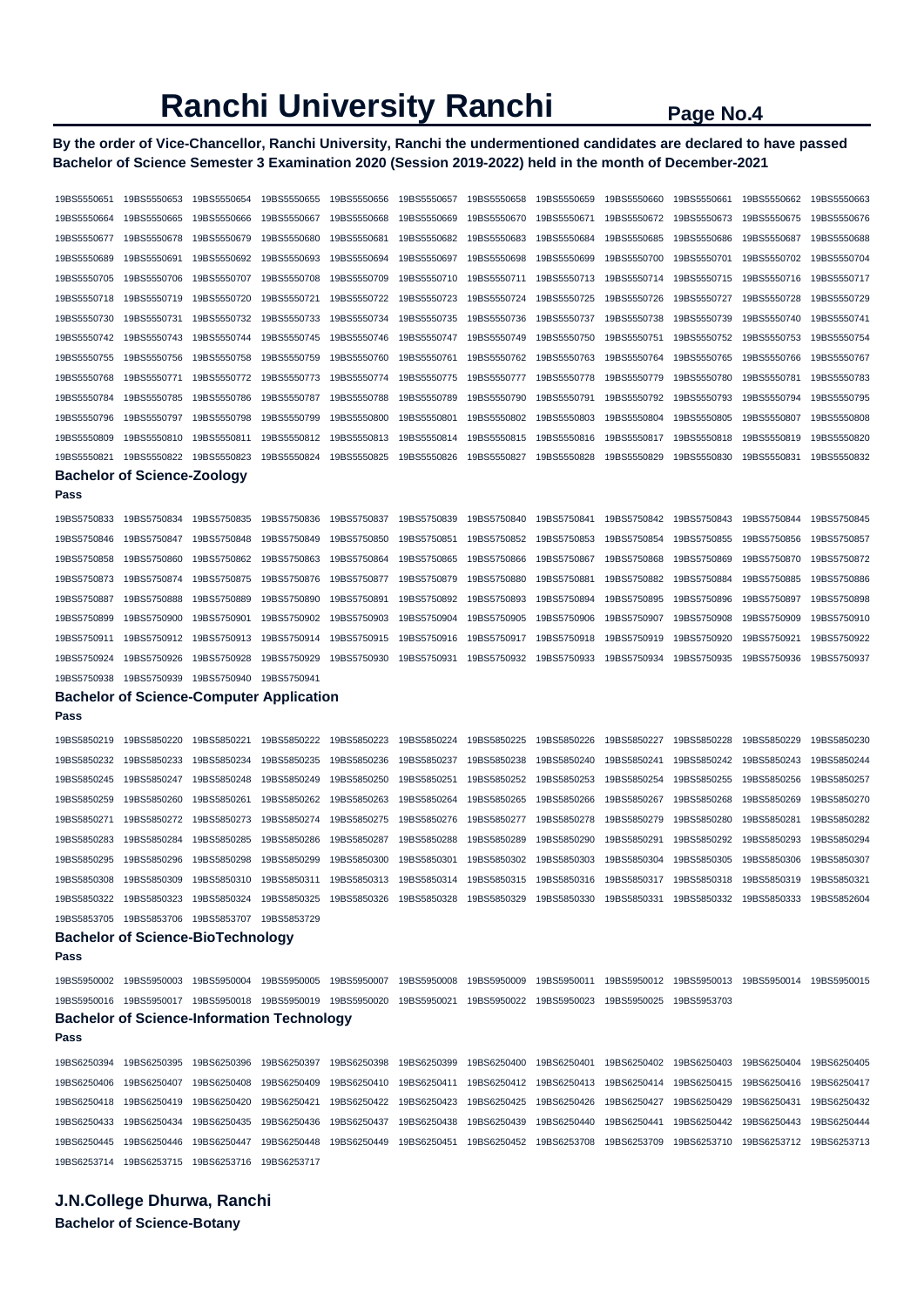# Ranchi University Ranchi

**By the order of Vice-Chancellor, Ranchi University, Ranchi the undermentioned candidates are declared to have passed Bachelor of Science Semester 3 Examination 2020 (Session 2019-2022) held in the month of December-2021**

19BS5550651 19BS5550653 19BS5550654 19BS5550655 19BS5550656 19BS5550657 19BS5550658 19BS5550659 19BS5550660 19BS5550661 19BS5550662 19BS5550663
19BS5550664 19BS5550665 19BS5550666 19BS5550667 19BS5550668 19BS5550669 19BS5550670 19BS5550671 19BS5550672 19BS5550673 19BS5550675 19BS5550676
19BS5550677 19BS5550678 19BS5550679 19BS5550680 19BS5550681 19BS5550682 19BS5550683 19BS5550684 19BS5550685 19BS5550686 19BS5550687 19BS5550688
19BS5550689 19BS5550691 19BS5550692 19BS5550693 19BS5550694 19BS5550697 19BS5550698 19BS5550699 19BS5550700 19BS5550701 19BS5550702 19BS5550704
19BS5550705 19BS5550706 19BS5550707 19BS5550708 19BS5550709 19BS5550710 19BS5550711 19BS5550713 19BS5550714 19BS5550715 19BS5550716 19BS5550717
19BS5550718 19BS5550719 19BS5550720 19BS5550721 19BS5550722 19BS5550723 19BS5550724 19BS5550725 19BS5550726 19BS5550727 19BS5550728 19BS5550729
19BS5550730 19BS5550731 19BS5550732 19BS5550733 19BS5550734 19BS5550735 19BS5550736 19BS5550737 19BS5550738 19BS5550739 19BS5550740 19BS5550741
19BS5550742 19BS5550743 19BS5550744 19BS5550745 19BS5550746 19BS5550747 19BS5550749 19BS5550750 19BS5550751 19BS5550752 19BS5550753 19BS5550754
19BS5550755 19BS5550756 19BS5550758 19BS5550759 19BS5550760 19BS5550761 19BS5550762 19BS5550763 19BS5550764 19BS5550765 19BS5550766 19BS5550767
19BS5550768 19BS5550771 19BS5550772 19BS5550773 19BS5550774 19BS5550775 19BS5550777 19BS5550778 19BS5550779 19BS5550780 19BS5550781 19BS5550783
19BS5550784 19BS5550785 19BS5550786 19BS5550787 19BS5550788 19BS5550789 19BS5550790 19BS5550791 19BS5550792 19BS5550793 19BS5550794 19BS5550795
19BS5550796 19BS5550797 19BS5550798 19BS5550799 19BS5550800 19BS5550801 19BS5550802 19BS5550803 19BS5550804 19BS5550805 19BS5550807 19BS5550808
19BS5550809 19BS5550810 19BS5550811 19BS5550812 19BS5550813 19BS5550814 19BS5550815 19BS5550816 19BS5550817 19BS5550818 19BS5550819 19BS5550820
19BS5550821 19BS5550822 19BS5550823 19BS5550824 19BS5550825 19BS5550826 19BS5550827 19BS5550828 19BS5550829 19BS5550830 19BS5550831 19BS5550832

### Bachelor of Science-Zoology

**Pass**

19BS5750833 19BS5750834 19BS5750835 19BS5750836 19BS5750837 19BS5750839 19BS5750840 19BS5750841 19BS5750842 19BS5750843 19BS5750844 19BS5750845
19BS5750846 19BS5750847 19BS5750848 19BS5750849 19BS5750850 19BS5750851 19BS5750852 19BS5750853 19BS5750854 19BS5750855 19BS5750856 19BS5750857
19BS5750858 19BS5750860 19BS5750862 19BS5750863 19BS5750864 19BS5750865 19BS5750866 19BS5750867 19BS5750868 19BS5750869 19BS5750870 19BS5750872
19BS5750873 19BS5750874 19BS5750875 19BS5750876 19BS5750877 19BS5750879 19BS5750880 19BS5750881 19BS5750882 19BS5750884 19BS5750885 19BS5750886
19BS5750887 19BS5750888 19BS5750889 19BS5750890 19BS5750891 19BS5750892 19BS5750893 19BS5750894 19BS5750895 19BS5750896 19BS5750897 19BS5750898
19BS5750899 19BS5750900 19BS5750901 19BS5750902 19BS5750903 19BS5750904 19BS5750905 19BS5750906 19BS5750907 19BS5750908 19BS5750909 19BS5750910
19BS5750911 19BS5750912 19BS5750913 19BS5750914 19BS5750915 19BS5750916 19BS5750917 19BS5750918 19BS5750919 19BS5750920 19BS5750921 19BS5750922
19BS5750924 19BS5750926 19BS5750928 19BS5750929 19BS5750930 19BS5750931 19BS5750932 19BS5750933 19BS5750934 19BS5750935 19BS5750936 19BS5750937
19BS5750938 19BS5750939 19BS5750940 19BS5750941

### Bachelor of Science-Computer Application

**Pass**

19BS5850219 19BS5850220 19BS5850221 19BS5850222 19BS5850223 19BS5850224 19BS5850225 19BS5850226 19BS5850227 19BS5850228 19BS5850229 19BS5850230
19BS5850232 19BS5850233 19BS5850234 19BS5850235 19BS5850236 19BS5850237 19BS5850238 19BS5850240 19BS5850241 19BS5850242 19BS5850243 19BS5850244
19BS5850245 19BS5850247 19BS5850248 19BS5850249 19BS5850250 19BS5850251 19BS5850252 19BS5850253 19BS5850254 19BS5850255 19BS5850256 19BS5850257
19BS5850259 19BS5850260 19BS5850261 19BS5850262 19BS5850263 19BS5850264 19BS5850265 19BS5850266 19BS5850267 19BS5850268 19BS5850269 19BS5850270
19BS5850271 19BS5850272 19BS5850273 19BS5850274 19BS5850275 19BS5850276 19BS5850277 19BS5850278 19BS5850279 19BS5850280 19BS5850281 19BS5850282
19BS5850283 19BS5850284 19BS5850285 19BS5850286 19BS5850287 19BS5850288 19BS5850289 19BS5850290 19BS5850291 19BS5850292 19BS5850293 19BS5850294
19BS5850295 19BS5850296 19BS5850298 19BS5850299 19BS5850300 19BS5850301 19BS5850302 19BS5850303 19BS5850304 19BS5850305 19BS5850306 19BS5850307
19BS5850308 19BS5850309 19BS5850310 19BS5850311 19BS5850313 19BS5850314 19BS5850315 19BS5850316 19BS5850317 19BS5850318 19BS5850319 19BS5850321
19BS5850322 19BS5850323 19BS5850324 19BS5850325 19BS5850326 19BS5850328 19BS5850329 19BS5850330 19BS5850331 19BS5850332 19BS5850333 19BS5852604
19BS5853705 19BS5853706 19BS5853707 19BS5853729

### Bachelor of Science-BioTechnology

**Pass**

19BS5950002 19BS5950003 19BS5950004 19BS5950005 19BS5950007 19BS5950008 19BS5950009 19BS5950011 19BS5950012 19BS5950013 19BS5950014 19BS5950015
19BS5950016 19BS5950017 19BS5950018 19BS5950019 19BS5950020 19BS5950021 19BS5950022 19BS5950023 19BS5950025 19BS5953703

### Bachelor of Science-Information Technology

**Pass**

19BS6250394 19BS6250395 19BS6250396 19BS6250397 19BS6250398 19BS6250399 19BS6250400 19BS6250401 19BS6250402 19BS6250403 19BS6250404 19BS6250405
19BS6250406 19BS6250407 19BS6250408 19BS6250409 19BS6250410 19BS6250411 19BS6250412 19BS6250413 19BS6250414 19BS6250415 19BS6250416 19BS6250417
19BS6250418 19BS6250419 19BS6250420 19BS6250421 19BS6250422 19BS6250423 19BS6250425 19BS6250426 19BS6250427 19BS6250429 19BS6250431 19BS6250432
19BS6250433 19BS6250434 19BS6250435 19BS6250436 19BS6250437 19BS6250438 19BS6250439 19BS6250440 19BS6250441 19BS6250442 19BS6250443 19BS6250444
19BS6250445 19BS6250446 19BS6250447 19BS6250448 19BS6250449 19BS6250451 19BS6250452 19BS6253708 19BS6253709 19BS6253710 19BS6253712 19BS6253713
19BS6253714 19BS6253715 19BS6253716 19BS6253717

## J.N.College Dhurwa, Ranchi

### Bachelor of Science-Botany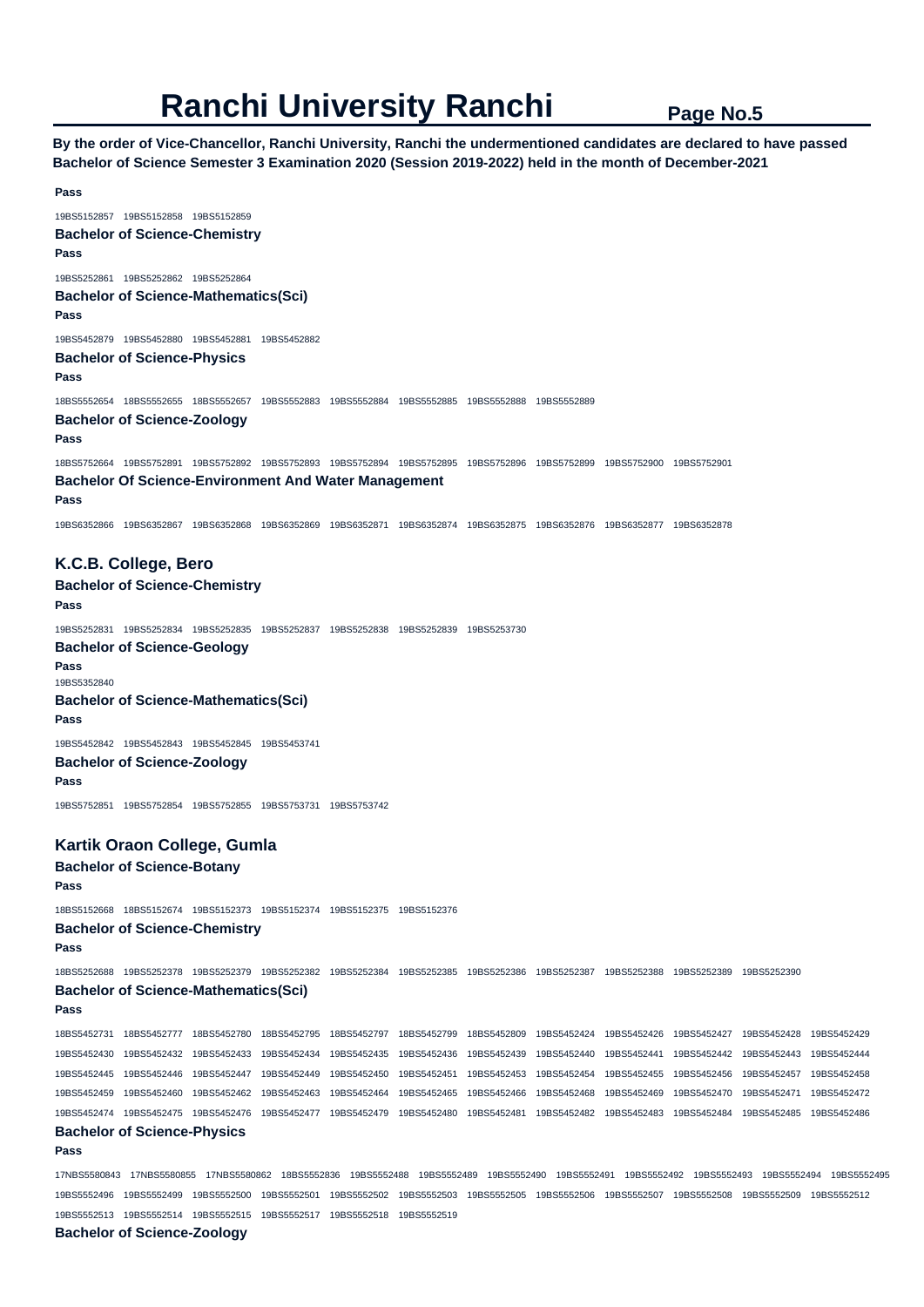# Ranchi University Ranchi

**By the order of Vice-Chancellor, Ranchi University, Ranchi the undermentioned candidates are declared to have passed Bachelor of Science Semester 3 Examination 2020 (Session 2019-2022) held in the month of December-2021**

**Pass**

19BS5152857 19BS5152858 19BS5152859

### Bachelor of Science-Chemistry

**Pass**

19BS5252861 19BS5252862 19BS5252864

### Bachelor of Science-Mathematics(Sci)

**Pass**

19BS5452879 19BS5452880 19BS5452881 19BS5452882

### Bachelor of Science-Physics

**Pass**

18BS5552654 18BS5552655 18BS5552657 19BS5552883 19BS5552884 19BS5552885 19BS5552888 19BS5552889

### Bachelor of Science-Zoology

**Pass**

18BS5752664 19BS5752891 19BS5752892 19BS5752893 19BS5752894 19BS5752895 19BS5752896 19BS5752899 19BS5752900 19BS5752901

### Bachelor Of Science-Environment And Water Management

**Pass**

19BS6352866 19BS6352867 19BS6352868 19BS6352869 19BS6352871 19BS6352874 19BS6352875 19BS6352876 19BS6352877 19BS6352878

## K.C.B. College, Bero

### Bachelor of Science-Chemistry

**Pass**

19BS5252831 19BS5252834 19BS5252835 19BS5252837 19BS5252838 19BS5252839 19BS5253730

### Bachelor of Science-Geology

**Pass**

19BS5352840

### Bachelor of Science-Mathematics(Sci)

**Pass**

19BS5452842 19BS5452843 19BS5452845 19BS5453741

### Bachelor of Science-Zoology

**Pass**

19BS5752851 19BS5752854 19BS5752855 19BS5753731 19BS5753742

## Kartik Oraon College, Gumla

### Bachelor of Science-Botany

**Pass**

18BS5152668 18BS5152674 19BS5152373 19BS5152374 19BS5152375 19BS5152376

### Bachelor of Science-Chemistry

**Pass**

18BS5252688 19BS5252378 19BS5252379 19BS5252382 19BS5252384 19BS5252385 19BS5252386 19BS5252387 19BS5252388 19BS5252389 19BS5252390

### Bachelor of Science-Mathematics(Sci)

**Pass**

18BS5452731 18BS5452777 18BS5452780 18BS5452795 18BS5452797 18BS5452799 18BS5452809 19BS5452424 19BS5452426 19BS5452427 19BS5452428 19BS5452429
19BS5452430 19BS5452432 19BS5452433 19BS5452434 19BS5452435 19BS5452436 19BS5452439 19BS5452440 19BS5452441 19BS5452442 19BS5452443 19BS5452444
19BS5452445 19BS5452446 19BS5452447 19BS5452449 19BS5452450 19BS5452451 19BS5452453 19BS5452454 19BS5452455 19BS5452456 19BS5452457 19BS5452458
19BS5452459 19BS5452460 19BS5452462 19BS5452463 19BS5452464 19BS5452465 19BS5452466 19BS5452468 19BS5452469 19BS5452470 19BS5452471 19BS5452472
19BS5452474 19BS5452475 19BS5452476 19BS5452477 19BS5452479 19BS5452480 19BS5452481 19BS5452482 19BS5452483 19BS5452484 19BS5452485 19BS5452486

### Bachelor of Science-Physics

**Pass**

17NBS5580843 17NBS5580855 17NBS5580862 18BS5552836 19BS5552488 19BS5552489 19BS5552490 19BS5552491 19BS5552492 19BS5552493 19BS5552494 19BS5552495
19BS5552496 19BS5552499 19BS5552500 19BS5552501 19BS5552502 19BS5552503 19BS5552505 19BS5552506 19BS5552507 19BS5552508 19BS5552509 19BS5552512
19BS5552513 19BS5552514 19BS5552515 19BS5552517 19BS5552518 19BS5552519

### Bachelor of Science-Zoology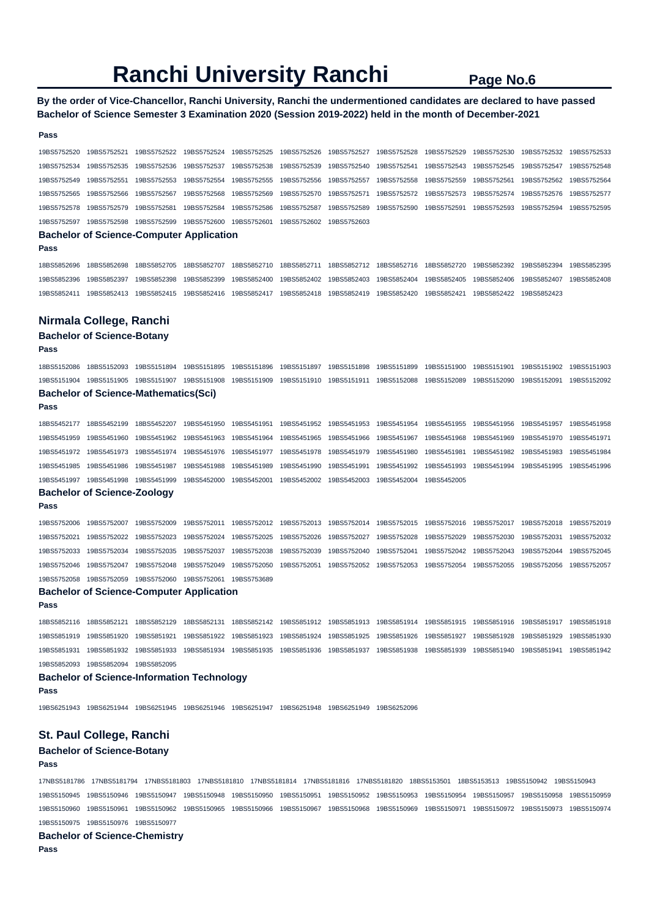# Ranchi University Ranchi

**By the order of Vice-Chancellor, Ranchi University, Ranchi the undermentioned candidates are declared to have passed Bachelor of Science Semester 3 Examination 2020 (Session 2019-2022) held in the month of December-2021**

**Pass**

19BS5752520 19BS5752521 19BS5752522 19BS5752524 19BS5752525 19BS5752526 19BS5752527 19BS5752528 19BS5752529 19BS5752530 19BS5752532 19BS5752533 19BS5752534 19BS5752535 19BS5752536 19BS5752537 19BS5752538 19BS5752539 19BS5752540 19BS5752541 19BS5752543 19BS5752545 19BS5752547 19BS5752548 19BS5752549 19BS5752551 19BS5752553 19BS5752554 19BS5752555 19BS5752556 19BS5752557 19BS5752558 19BS5752559 19BS5752561 19BS5752562 19BS5752564 19BS5752565 19BS5752566 19BS5752567 19BS5752568 19BS5752569 19BS5752570 19BS5752571 19BS5752572 19BS5752573 19BS5752574 19BS5752576 19BS5752577 19BS5752578 19BS5752579 19BS5752581 19BS5752584 19BS5752586 19BS5752587 19BS5752589 19BS5752590 19BS5752591 19BS5752593 19BS5752594 19BS5752595 19BS5752597 19BS5752598 19BS5752599 19BS5752600 19BS5752601 19BS5752602 19BS5752603

### Bachelor of Science-Computer Application

**Pass**

18BS5852696 18BS5852698 18BS5852705 18BS5852707 18BS5852710 18BS5852711 18BS5852712 18BS5852716 18BS5852720 19BS5852392 19BS5852394 19BS5852395 19BS5852396 19BS5852397 19BS5852398 19BS5852399 19BS5852400 19BS5852402 19BS5852403 19BS5852404 19BS5852405 19BS5852406 19BS5852407 19BS5852408 19BS5852411 19BS5852413 19BS5852415 19BS5852416 19BS5852417 19BS5852418 19BS5852419 19BS5852420 19BS5852421 19BS5852422 19BS5852423

## Nirmala College, Ranchi

### Bachelor of Science-Botany

**Pass**

18BS5152086 18BS5152093 19BS5151894 19BS5151895 19BS5151896 19BS5151897 19BS5151898 19BS5151899 19BS5151900 19BS5151901 19BS5151902 19BS5151903 19BS5151904 19BS5151905 19BS5151907 19BS5151908 19BS5151909 19BS5151910 19BS5151911 19BS5152088 19BS5152089 19BS5152090 19BS5152091 19BS5152092

### Bachelor of Science-Mathematics(Sci)

**Pass**

18BS5452177 18BS5452199 18BS5452207 19BS5451950 19BS5451951 19BS5451952 19BS5451953 19BS5451954 19BS5451955 19BS5451956 19BS5451957 19BS5451958 19BS5451959 19BS5451960 19BS5451962 19BS5451963 19BS5451964 19BS5451965 19BS5451966 19BS5451967 19BS5451968 19BS5451969 19BS5451970 19BS5451971 19BS5451972 19BS5451973 19BS5451974 19BS5451976 19BS5451977 19BS5451978 19BS5451979 19BS5451980 19BS5451981 19BS5451982 19BS5451983 19BS5451984 19BS5451985 19BS5451986 19BS5451987 19BS5451988 19BS5451989 19BS5451990 19BS5451991 19BS5451992 19BS5451993 19BS5451994 19BS5451995 19BS5451996 19BS5451997 19BS5451998 19BS5451999 19BS5452000 19BS5452001 19BS5452002 19BS5452003 19BS5452004 19BS5452005

### Bachelor of Science-Zoology

**Pass**

19BS5752006 19BS5752007 19BS5752009 19BS5752011 19BS5752012 19BS5752013 19BS5752014 19BS5752015 19BS5752016 19BS5752017 19BS5752018 19BS5752019 19BS5752021 19BS5752022 19BS5752023 19BS5752024 19BS5752025 19BS5752026 19BS5752027 19BS5752028 19BS5752029 19BS5752030 19BS5752031 19BS5752032 19BS5752033 19BS5752034 19BS5752035 19BS5752037 19BS5752038 19BS5752039 19BS5752040 19BS5752041 19BS5752042 19BS5752043 19BS5752044 19BS5752045 19BS5752046 19BS5752047 19BS5752048 19BS5752049 19BS5752050 19BS5752051 19BS5752052 19BS5752053 19BS5752054 19BS5752055 19BS5752056 19BS5752057 19BS5752058 19BS5752059 19BS5752060 19BS5752061 19BS5753689

### Bachelor of Science-Computer Application

**Pass**

18BS5852116 18BS5852121 18BS5852129 18BS5852131 18BS5852142 19BS5851912 19BS5851913 19BS5851914 19BS5851915 19BS5851916 19BS5851917 19BS5851918 19BS5851919 19BS5851920 19BS5851921 19BS5851922 19BS5851923 19BS5851924 19BS5851925 19BS5851926 19BS5851927 19BS5851928 19BS5851929 19BS5851930 19BS5851931 19BS5851932 19BS5851933 19BS5851934 19BS5851935 19BS5851936 19BS5851937 19BS5851938 19BS5851939 19BS5851940 19BS5851941 19BS5851942 19BS5852093 19BS5852094 19BS5852095

### Bachelor of Science-Information Technology

**Pass**

19BS6251943 19BS6251944 19BS6251945 19BS6251946 19BS6251947 19BS6251948 19BS6251949 19BS6252096

## St. Paul College, Ranchi

### Bachelor of Science-Botany

**Pass**

17NBS5181786 17NBS5181794 17NBS5181803 17NBS5181810 17NBS5181814 17NBS5181816 17NBS5181820 18BS5153501 18BS5153513 19BS5150942 19BS5150943 19BS5150945 19BS5150946 19BS5150947 19BS5150948 19BS5150950 19BS5150951 19BS5150952 19BS5150953 19BS5150954 19BS5150957 19BS5150958 19BS5150959 19BS5150960 19BS5150961 19BS5150962 19BS5150965 19BS5150966 19BS5150967 19BS5150968 19BS5150969 19BS5150971 19BS5150972 19BS5150973 19BS5150974 19BS5150975 19BS5150976 19BS5150977

### Bachelor of Science-Chemistry

**Pass**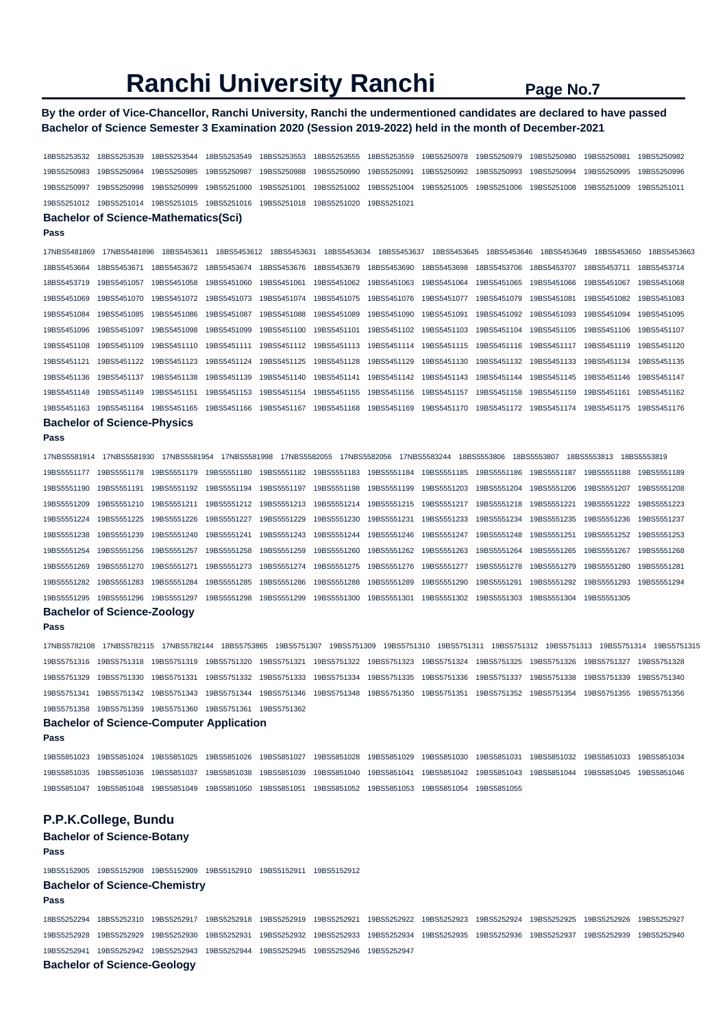# Ranchi University Ranchi

**By the order of Vice-Chancellor, Ranchi University, Ranchi the undermentioned candidates are declared to have passed Bachelor of Science Semester 3 Examination 2020 (Session 2019-2022) held in the month of December-2021**

18BS5253532 18BS5253539 18BS5253544 18BS5253549 18BS5253553 18BS5253555 18BS5253559 19BS5250978 19BS5250979 19BS5250980 19BS5250981 19BS5250982 19BS5250983 19BS5250984 19BS5250985 19BS5250987 19BS5250988 19BS5250990 19BS5250991 19BS5250992 19BS5250993 19BS5250994 19BS5250995 19BS5250996 19BS5250997 19BS5250998 19BS5250999 19BS5251000 19BS5251001 19BS5251002 19BS5251004 19BS5251005 19BS5251006 19BS5251008 19BS5251009 19BS5251011 19BS5251012 19BS5251014 19BS5251015 19BS5251016 19BS5251018 19BS5251020 19BS5251021

### Bachelor of Science-Mathematics(Sci)

**Pass**

17NBS5481869 17NBS5481896 18BS5453611 18BS5453612 18BS5453631 18BS5453634 18BS5453637 18BS5453645 18BS5453646 18BS5453649 18BS5453650 18BS5453663 18BS5453664 18BS5453671 18BS5453672 18BS5453674 18BS5453676 18BS5453679 18BS5453690 18BS5453698 18BS5453706 18BS5453707 18BS5453711 18BS5453714 18BS5453719 19BS5451057 19BS5451058 19BS5451060 19BS5451061 19BS5451062 19BS5451063 19BS5451064 19BS5451065 19BS5451066 19BS5451067 19BS5451068 19BS5451069 19BS5451070 19BS5451072 19BS5451073 19BS5451074 19BS5451075 19BS5451076 19BS5451077 19BS5451079 19BS5451081 19BS5451082 19BS5451083 19BS5451084 19BS5451085 19BS5451086 19BS5451087 19BS5451088 19BS5451089 19BS5451090 19BS5451091 19BS5451092 19BS5451093 19BS5451094 19BS5451095 19BS5451096 19BS5451097 19BS5451098 19BS5451099 19BS5451100 19BS5451101 19BS5451102 19BS5451103 19BS5451104 19BS5451105 19BS5451106 19BS5451107 19BS5451108 19BS5451109 19BS5451110 19BS5451111 19BS5451112 19BS5451113 19BS5451114 19BS5451115 19BS5451116 19BS5451117 19BS5451119 19BS5451120 19BS5451121 19BS5451122 19BS5451123 19BS5451124 19BS5451125 19BS5451128 19BS5451129 19BS5451130 19BS5451132 19BS5451133 19BS5451134 19BS5451135 19BS5451136 19BS5451137 19BS5451138 19BS5451139 19BS5451140 19BS5451141 19BS5451142 19BS5451143 19BS5451144 19BS5451145 19BS5451146 19BS5451147 19BS5451148 19BS5451149 19BS5451151 19BS5451153 19BS5451154 19BS5451155 19BS5451156 19BS5451157 19BS5451158 19BS5451159 19BS5451161 19BS5451162 19BS5451163 19BS5451164 19BS5451165 19BS5451166 19BS5451167 19BS5451168 19BS5451169 19BS5451170 19BS5451172 19BS5451174 19BS5451175 19BS5451176

### Bachelor of Science-Physics

**Pass**

17NBS5581914 17NBS5581930 17NBS5581954 17NBS5581998 17NBS5582055 17NBS5582056 17NBS5583244 18BS5553806 18BS5553807 18BS5553813 18BS5553819 19BS5551177 19BS5551178 19BS5551179 19BS5551180 19BS5551182 19BS5551183 19BS5551184 19BS5551185 19BS5551186 19BS5551187 19BS5551188 19BS5551189 19BS5551190 19BS5551191 19BS5551192 19BS5551194 19BS5551197 19BS5551198 19BS5551199 19BS5551203 19BS5551204 19BS5551206 19BS5551207 19BS5551208 19BS5551209 19BS5551210 19BS5551211 19BS5551212 19BS5551213 19BS5551214 19BS5551215 19BS5551217 19BS5551218 19BS5551221 19BS5551222 19BS5551223 19BS5551224 19BS5551225 19BS5551226 19BS5551227 19BS5551229 19BS5551230 19BS5551231 19BS5551233 19BS5551234 19BS5551235 19BS5551236 19BS5551237 19BS5551238 19BS5551239 19BS5551240 19BS5551241 19BS5551243 19BS5551244 19BS5551246 19BS5551247 19BS5551248 19BS5551251 19BS5551252 19BS5551253 19BS5551254 19BS5551256 19BS5551257 19BS5551258 19BS5551259 19BS5551260 19BS5551262 19BS5551263 19BS5551264 19BS5551265 19BS5551267 19BS5551268 19BS5551269 19BS5551270 19BS5551271 19BS5551273 19BS5551274 19BS5551275 19BS5551276 19BS5551277 19BS5551278 19BS5551279 19BS5551280 19BS5551281 19BS5551282 19BS5551283 19BS5551284 19BS5551285 19BS5551286 19BS5551288 19BS5551289 19BS5551290 19BS5551291 19BS5551292 19BS5551293 19BS5551294 19BS5551295 19BS5551296 19BS5551297 19BS5551298 19BS5551299 19BS5551300 19BS5551301 19BS5551302 19BS5551303 19BS5551304 19BS5551305

### Bachelor of Science-Zoology

**Pass**

17NBS5782108 17NBS5782115 17NBS5782144 18BS5753865 19BS5751307 19BS5751309 19BS5751310 19BS5751311 19BS5751312 19BS5751313 19BS5751314 19BS5751315 19BS5751316 19BS5751318 19BS5751319 19BS5751320 19BS5751321 19BS5751322 19BS5751323 19BS5751324 19BS5751325 19BS5751326 19BS5751327 19BS5751328 19BS5751329 19BS5751330 19BS5751331 19BS5751332 19BS5751333 19BS5751334 19BS5751335 19BS5751336 19BS5751337 19BS5751338 19BS5751339 19BS5751340 19BS5751341 19BS5751342 19BS5751343 19BS5751344 19BS5751346 19BS5751348 19BS5751350 19BS5751351 19BS5751352 19BS5751354 19BS5751355 19BS5751356 19BS5751358 19BS5751359 19BS5751360 19BS5751361 19BS5751362

### Bachelor of Science-Computer Application

**Pass**

19BS5851023 19BS5851024 19BS5851025 19BS5851026 19BS5851027 19BS5851028 19BS5851029 19BS5851030 19BS5851031 19BS5851032 19BS5851033 19BS5851034 19BS5851035 19BS5851036 19BS5851037 19BS5851038 19BS5851039 19BS5851040 19BS5851041 19BS5851042 19BS5851043 19BS5851044 19BS5851045 19BS5851046 19BS5851047 19BS5851048 19BS5851049 19BS5851050 19BS5851051 19BS5851052 19BS5851053 19BS5851054 19BS5851055

## P.P.K.College, Bundu

### Bachelor of Science-Botany

**Pass**

19BS5152905 19BS5152908 19BS5152909 19BS5152910 19BS5152911 19BS5152912

### Bachelor of Science-Chemistry

**Pass**

18BS5252294 18BS5252310 19BS5252917 19BS5252918 19BS5252919 19BS5252921 19BS5252922 19BS5252923 19BS5252924 19BS5252925 19BS5252926 19BS5252927 19BS5252928 19BS5252929 19BS5252930 19BS5252931 19BS5252932 19BS5252933 19BS5252934 19BS5252935 19BS5252936 19BS5252937 19BS5252939 19BS5252940 19BS5252941 19BS5252942 19BS5252943 19BS5252944 19BS5252945 19BS5252946 19BS5252947

### Bachelor of Science-Geology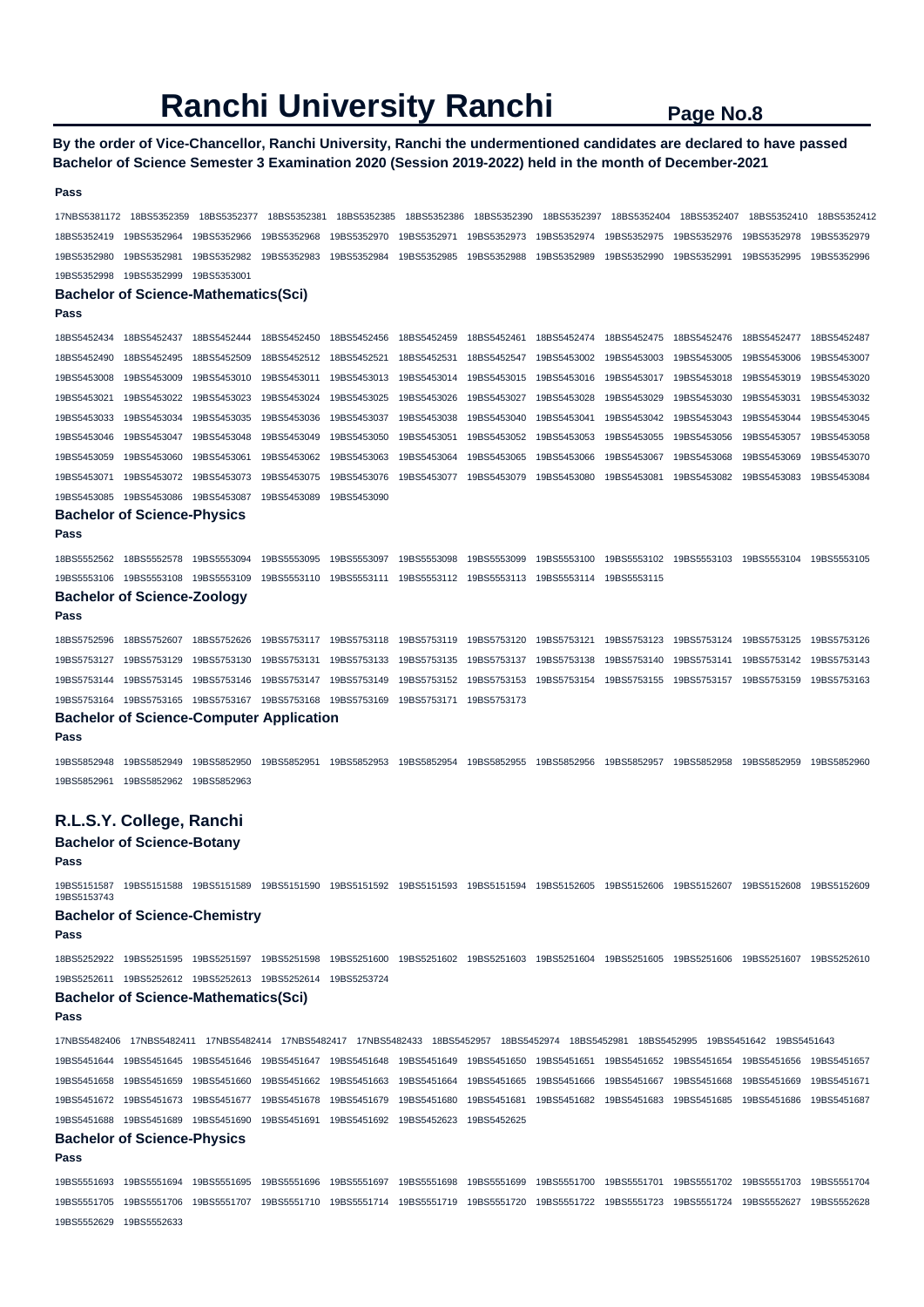# Ranchi University Ranchi

**By the order of Vice-Chancellor, Ranchi University, Ranchi the undermentioned candidates are declared to have passed Bachelor of Science Semester 3 Examination 2020 (Session 2019-2022) held in the month of December-2021**

**Pass**

17NBS5381172 18BS5352359 18BS5352377 18BS5352381 18BS5352385 18BS5352386 18BS5352390 18BS5352397 18BS5352404 18BS5352407 18BS5352410 18BS5352412 18BS5352419 19BS5352964 19BS5352966 19BS5352968 19BS5352970 19BS5352971 19BS5352973 19BS5352974 19BS5352975 19BS5352976 19BS5352978 19BS5352979 19BS5352980 19BS5352981 19BS5352982 19BS5352983 19BS5352984 19BS5352985 19BS5352988 19BS5352989 19BS5352990 19BS5352991 19BS5352995 19BS5352996 19BS5352998 19BS5352999 19BS5353001

### Bachelor of Science-Mathematics(Sci)

**Pass**

18BS5452434 18BS5452437 18BS5452444 18BS5452450 18BS5452456 18BS5452459 18BS5452461 18BS5452474 18BS5452475 18BS5452476 18BS5452477 18BS5452487 18BS5452490 18BS5452495 18BS5452509 18BS5452512 18BS5452521 18BS5452531 18BS5452547 19BS5453002 19BS5453003 19BS5453005 19BS5453006 19BS5453007 19BS5453008 19BS5453009 19BS5453010 19BS5453011 19BS5453013 19BS5453014 19BS5453015 19BS5453016 19BS5453017 19BS5453018 19BS5453019 19BS5453020 19BS5453021 19BS5453022 19BS5453023 19BS5453024 19BS5453025 19BS5453026 19BS5453027 19BS5453028 19BS5453029 19BS5453030 19BS5453031 19BS5453032 19BS5453033 19BS5453034 19BS5453035 19BS5453036 19BS5453037 19BS5453038 19BS5453040 19BS5453041 19BS5453042 19BS5453043 19BS5453044 19BS5453045 19BS5453046 19BS5453047 19BS5453048 19BS5453049 19BS5453050 19BS5453051 19BS5453052 19BS5453053 19BS5453055 19BS5453056 19BS5453057 19BS5453058 19BS5453059 19BS5453060 19BS5453061 19BS5453062 19BS5453063 19BS5453064 19BS5453065 19BS5453066 19BS5453067 19BS5453068 19BS5453069 19BS5453070 19BS5453071 19BS5453072 19BS5453073 19BS5453075 19BS5453076 19BS5453077 19BS5453079 19BS5453080 19BS5453081 19BS5453082 19BS5453083 19BS5453084 19BS5453085 19BS5453086 19BS5453087 19BS5453089 19BS5453090

### Bachelor of Science-Physics

**Pass**

18BS5552562 18BS5552578 19BS5553094 19BS5553095 19BS5553097 19BS5553098 19BS5553099 19BS5553100 19BS5553102 19BS5553103 19BS5553104 19BS5553105 19BS5553106 19BS5553108 19BS5553109 19BS5553110 19BS5553111 19BS5553112 19BS5553113 19BS5553114 19BS5553115

### Bachelor of Science-Zoology

**Pass**

18BS5752596 18BS5752607 18BS5752626 19BS5753117 19BS5753118 19BS5753119 19BS5753120 19BS5753121 19BS5753123 19BS5753124 19BS5753125 19BS5753126 19BS5753127 19BS5753129 19BS5753130 19BS5753131 19BS5753133 19BS5753135 19BS5753137 19BS5753138 19BS5753140 19BS5753141 19BS5753142 19BS5753143 19BS5753144 19BS5753145 19BS5753146 19BS5753147 19BS5753149 19BS5753152 19BS5753153 19BS5753154 19BS5753155 19BS5753157 19BS5753159 19BS5753163 19BS5753164 19BS5753165 19BS5753167 19BS5753168 19BS5753169 19BS5753171 19BS5753173

### Bachelor of Science-Computer Application

**Pass**

19BS5852948 19BS5852949 19BS5852950 19BS5852951 19BS5852953 19BS5852954 19BS5852955 19BS5852956 19BS5852957 19BS5852958 19BS5852959 19BS5852960 19BS5852961 19BS5852962 19BS5852963

## R.L.S.Y. College, Ranchi

### Bachelor of Science-Botany

**Pass**

19BS5151587 19BS5151588 19BS5151589 19BS5151590 19BS5151592 19BS5151593 19BS5151594 19BS5152605 19BS5152606 19BS5152607 19BS5152608 19BS5152609 19BS5153743

### Bachelor of Science-Chemistry

**Pass**

18BS5252922 19BS5251595 19BS5251597 19BS5251598 19BS5251600 19BS5251602 19BS5251603 19BS5251604 19BS5251605 19BS5251606 19BS5251607 19BS5252610 19BS5252611 19BS5252612 19BS5252613 19BS5252614 19BS5253724

### Bachelor of Science-Mathematics(Sci)

**Pass**

17NBS5482406 17NBS5482411 17NBS5482414 17NBS5482417 17NBS5482433 18BS5452957 18BS5452974 18BS5452981 18BS5452995 19BS5451642 19BS5451643 19BS5451644 19BS5451645 19BS5451646 19BS5451647 19BS5451648 19BS5451649 19BS5451650 19BS5451651 19BS5451652 19BS5451654 19BS5451656 19BS5451657 19BS5451658 19BS5451659 19BS5451660 19BS5451662 19BS5451663 19BS5451664 19BS5451665 19BS5451666 19BS5451667 19BS5451668 19BS5451669 19BS5451671 19BS5451672 19BS5451673 19BS5451677 19BS5451678 19BS5451679 19BS5451680 19BS5451681 19BS5451682 19BS5451683 19BS5451685 19BS5451686 19BS5451687 19BS5451688 19BS5451689 19BS5451690 19BS5451691 19BS5451692 19BS5452623 19BS5452625

### Bachelor of Science-Physics

**Pass**

19BS5551693 19BS5551694 19BS5551695 19BS5551696 19BS5551697 19BS5551698 19BS5551699 19BS5551700 19BS5551701 19BS5551702 19BS5551703 19BS5551704 19BS5551705 19BS5551706 19BS5551707 19BS5551710 19BS5551714 19BS5551719 19BS5551720 19BS5551722 19BS5551723 19BS5551724 19BS5552627 19BS5552628 19BS5552629 19BS5552633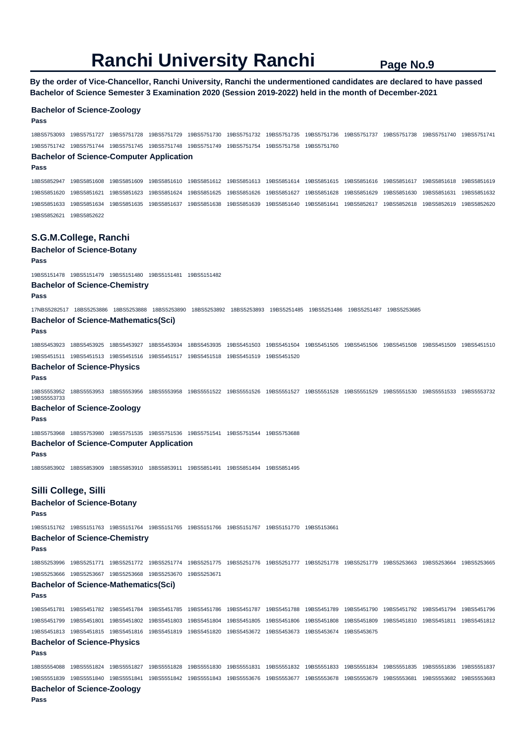# Ranchi University Ranchi

**By the order of Vice-Chancellor, Ranchi University, Ranchi the undermentioned candidates are declared to have passed Bachelor of Science Semester 3 Examination 2020 (Session 2019-2022) held in the month of December-2021**

### Bachelor of Science-Zoology

**Pass**

18BS5753093 19BS5751727 19BS5751728 19BS5751729 19BS5751730 19BS5751732 19BS5751735 19BS5751736 19BS5751737 19BS5751738 19BS5751740 19BS5751741 19BS5751742 19BS5751744 19BS5751745 19BS5751748 19BS5751749 19BS5751754 19BS5751758 19BS5751760

### Bachelor of Science-Computer Application

**Pass**

18BS5852947 19BS5851608 19BS5851609 19BS5851610 19BS5851612 19BS5851613 19BS5851614 19BS5851615 19BS5851616 19BS5851617 19BS5851618 19BS5851619 19BS5851620 19BS5851621 19BS5851623 19BS5851624 19BS5851625 19BS5851626 19BS5851627 19BS5851628 19BS5851629 19BS5851630 19BS5851631 19BS5851632 19BS5851633 19BS5851634 19BS5851635 19BS5851637 19BS5851638 19BS5851639 19BS5851640 19BS5851641 19BS5852617 19BS5852618 19BS5852619 19BS5852620 19BS5852621 19BS5852622

## S.G.M.College, Ranchi

### Bachelor of Science-Botany

**Pass**

19BS5151478 19BS5151479 19BS5151480 19BS5151481 19BS5151482

### Bachelor of Science-Chemistry

**Pass**

17NBS5282517 18BS5253886 18BS5253888 18BS5253890 18BS5253892 18BS5253893 19BS5251485 19BS5251486 19BS5251487 19BS5253685

### Bachelor of Science-Mathematics(Sci)

**Pass**

18BS5453923 18BS5453925 18BS5453927 18BS5453934 18BS5453935 19BS5451503 19BS5451504 19BS5451505 19BS5451506 19BS5451508 19BS5451509 19BS5451510 19BS5451511 19BS5451513 19BS5451516 19BS5451517 19BS5451518 19BS5451519 19BS5451520

### Bachelor of Science-Physics

**Pass**

18BS5553952 18BS5553953 18BS5553956 18BS5553958 19BS5551522 19BS5551526 19BS5551527 19BS5551528 19BS5551529 19BS5551530 19BS5551533 19BS5553732 19BS5553733

### Bachelor of Science-Zoology

**Pass**

18BS5753968 18BS5753980 19BS5751535 19BS5751536 19BS5751541 19BS5751544 19BS5753688

### Bachelor of Science-Computer Application

**Pass**

18BS5853902 18BS5853909 18BS5853910 18BS5853911 19BS5851491 19BS5851494 19BS5851495

## Silli College, Silli

### Bachelor of Science-Botany

**Pass**

19BS5151762 19BS5151763 19BS5151764 19BS5151765 19BS5151766 19BS5151767 19BS5151770 19BS5153661

### Bachelor of Science-Chemistry

**Pass**

18BS5253996 19BS5251771 19BS5251772 19BS5251774 19BS5251775 19BS5251776 19BS5251777 19BS5251778 19BS5251779 19BS5253663 19BS5253664 19BS5253665 19BS5253666 19BS5253667 19BS5253668 19BS5253670 19BS5253671

### Bachelor of Science-Mathematics(Sci)

**Pass**

19BS5451781 19BS5451782 19BS5451784 19BS5451785 19BS5451786 19BS5451787 19BS5451788 19BS5451789 19BS5451790 19BS5451792 19BS5451794 19BS5451796 19BS5451799 19BS5451801 19BS5451802 19BS5451803 19BS5451804 19BS5451805 19BS5451806 19BS5451808 19BS5451809 19BS5451810 19BS5451811 19BS5451812 19BS5451813 19BS5451815 19BS5451816 19BS5451819 19BS5451820 19BS5453672 19BS5453673 19BS5453674 19BS5453675

### Bachelor of Science-Physics

**Pass**

18BS5554088 19BS5551824 19BS5551827 19BS5551828 19BS5551830 19BS5551831 19BS5551832 19BS5551833 19BS5551834 19BS5551835 19BS5551836 19BS5551837 19BS5551839 19BS5551840 19BS5551841 19BS5551842 19BS5551843 19BS5553676 19BS5553677 19BS5553678 19BS5553679 19BS5553681 19BS5553682 19BS5553683

### Bachelor of Science-Zoology

**Pass**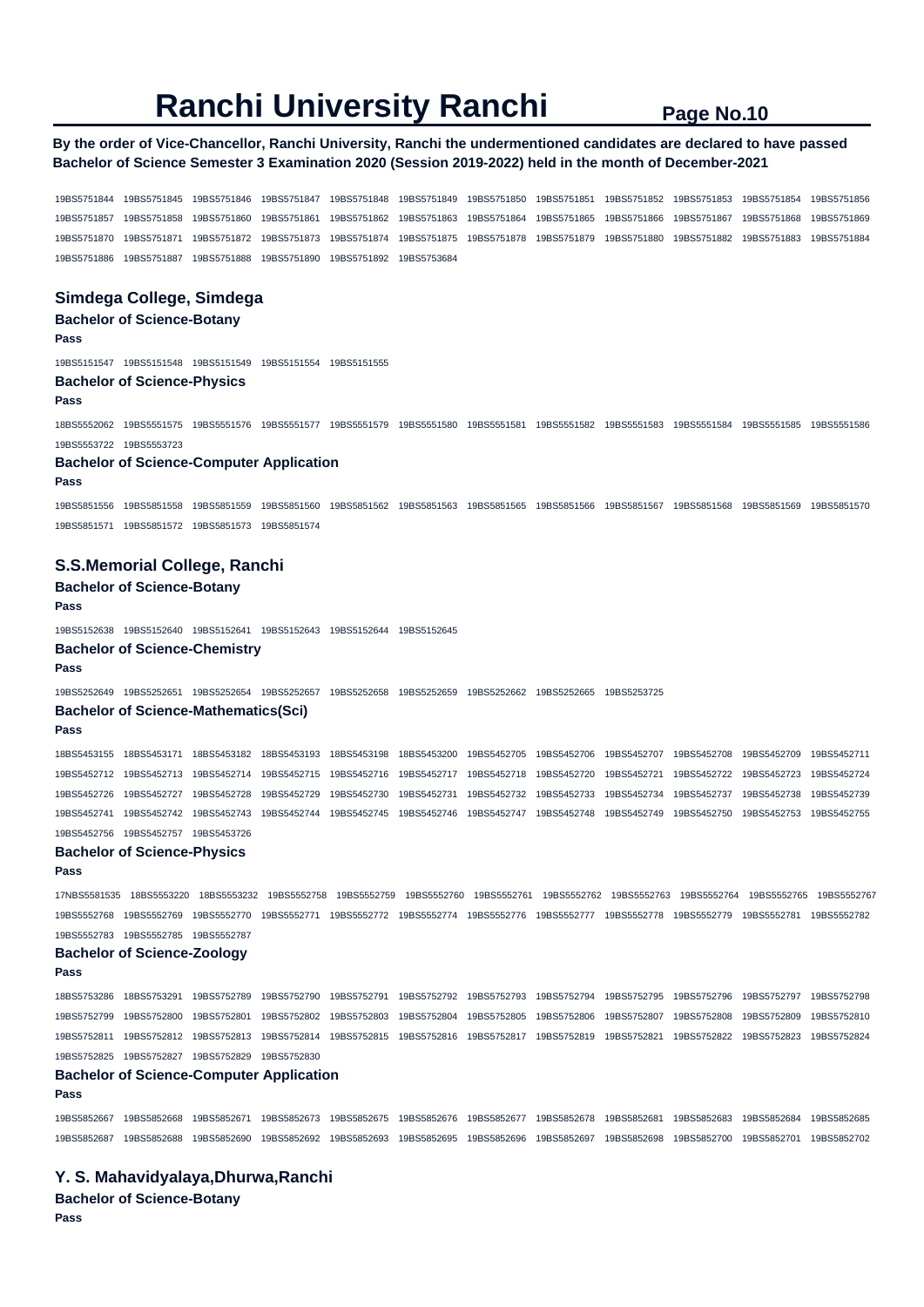# Ranchi University Ranchi

**By the order of Vice-Chancellor, Ranchi University, Ranchi the undermentioned candidates are declared to have passed Bachelor of Science Semester 3 Examination 2020 (Session 2019-2022) held in the month of December-2021**

19BS5751844 19BS5751845 19BS5751846 19BS5751847 19BS5751848 19BS5751849 19BS5751850 19BS5751851 19BS5751852 19BS5751853 19BS5751854 19BS5751856 19BS5751857 19BS5751858 19BS5751860 19BS5751861 19BS5751862 19BS5751863 19BS5751864 19BS5751865 19BS5751866 19BS5751867 19BS5751868 19BS5751869 19BS5751870 19BS5751871 19BS5751872 19BS5751873 19BS5751874 19BS5751875 19BS5751878 19BS5751879 19BS5751880 19BS5751882 19BS5751883 19BS5751884 19BS5751886 19BS5751887 19BS5751888 19BS5751890 19BS5751892 19BS5753684

## Simdega College, Simdega

### Bachelor of Science-Botany

**Pass**

19BS5151547 19BS5151548 19BS5151549 19BS5151554 19BS5151555

### Bachelor of Science-Physics

**Pass**

18BS5552062 19BS5551575 19BS5551576 19BS5551577 19BS5551579 19BS5551580 19BS5551581 19BS5551582 19BS5551583 19BS5551584 19BS5551585 19BS5551586 19BS5553722 19BS5553723

### Bachelor of Science-Computer Application

**Pass**

19BS5851556 19BS5851558 19BS5851559 19BS5851560 19BS5851562 19BS5851563 19BS5851565 19BS5851566 19BS5851567 19BS5851568 19BS5851569 19BS5851570 19BS5851571 19BS5851572 19BS5851573 19BS5851574

## S.S.Memorial College, Ranchi

### Bachelor of Science-Botany

**Pass**

19BS5152638 19BS5152640 19BS5152641 19BS5152643 19BS5152644 19BS5152645

### Bachelor of Science-Chemistry

**Pass**

19BS5252649 19BS5252651 19BS5252654 19BS5252657 19BS5252658 19BS5252659 19BS5252662 19BS5252665 19BS5253725

### Bachelor of Science-Mathematics(Sci)

**Pass**

18BS5453155 18BS5453171 18BS5453182 18BS5453193 18BS5453198 18BS5453200 19BS5452705 19BS5452706 19BS5452707 19BS5452708 19BS5452709 19BS5452711 19BS5452712 19BS5452713 19BS5452714 19BS5452715 19BS5452716 19BS5452717 19BS5452718 19BS5452720 19BS5452721 19BS5452722 19BS5452723 19BS5452724 19BS5452726 19BS5452727 19BS5452728 19BS5452729 19BS5452730 19BS5452731 19BS5452732 19BS5452733 19BS5452734 19BS5452737 19BS5452738 19BS5452739 19BS5452741 19BS5452742 19BS5452743 19BS5452744 19BS5452745 19BS5452746 19BS5452747 19BS5452748 19BS5452749 19BS5452750 19BS5452753 19BS5452755 19BS5452756 19BS5452757 19BS5453726

### Bachelor of Science-Physics

**Pass**

17NBS5581535 18BS5553220 18BS5553232 19BS5552758 19BS5552759 19BS5552760 19BS5552761 19BS5552762 19BS5552763 19BS5552764 19BS5552765 19BS5552767 19BS5552768 19BS5552769 19BS5552770 19BS5552771 19BS5552772 19BS5552774 19BS5552776 19BS5552777 19BS5552778 19BS5552779 19BS5552781 19BS5552782 19BS5552783 19BS5552785 19BS5552787

### Bachelor of Science-Zoology

**Pass**

18BS5753286 18BS5753291 19BS5752789 19BS5752790 19BS5752791 19BS5752792 19BS5752793 19BS5752794 19BS5752795 19BS5752796 19BS5752797 19BS5752798 19BS5752799 19BS5752800 19BS5752801 19BS5752802 19BS5752803 19BS5752804 19BS5752805 19BS5752806 19BS5752807 19BS5752808 19BS5752809 19BS5752810 19BS5752811 19BS5752812 19BS5752813 19BS5752814 19BS5752815 19BS5752816 19BS5752817 19BS5752819 19BS5752821 19BS5752822 19BS5752823 19BS5752824 19BS5752825 19BS5752827 19BS5752829 19BS5752830

### Bachelor of Science-Computer Application

**Pass**

19BS5852667 19BS5852668 19BS5852671 19BS5852673 19BS5852675 19BS5852676 19BS5852677 19BS5852678 19BS5852681 19BS5852683 19BS5852684 19BS5852685 19BS5852687 19BS5852688 19BS5852690 19BS5852692 19BS5852693 19BS5852695 19BS5852696 19BS5852697 19BS5852698 19BS5852700 19BS5852701 19BS5852702

## Y. S. Mahavidyalaya,Dhurwa,Ranchi

### Bachelor of Science-Botany

**Pass**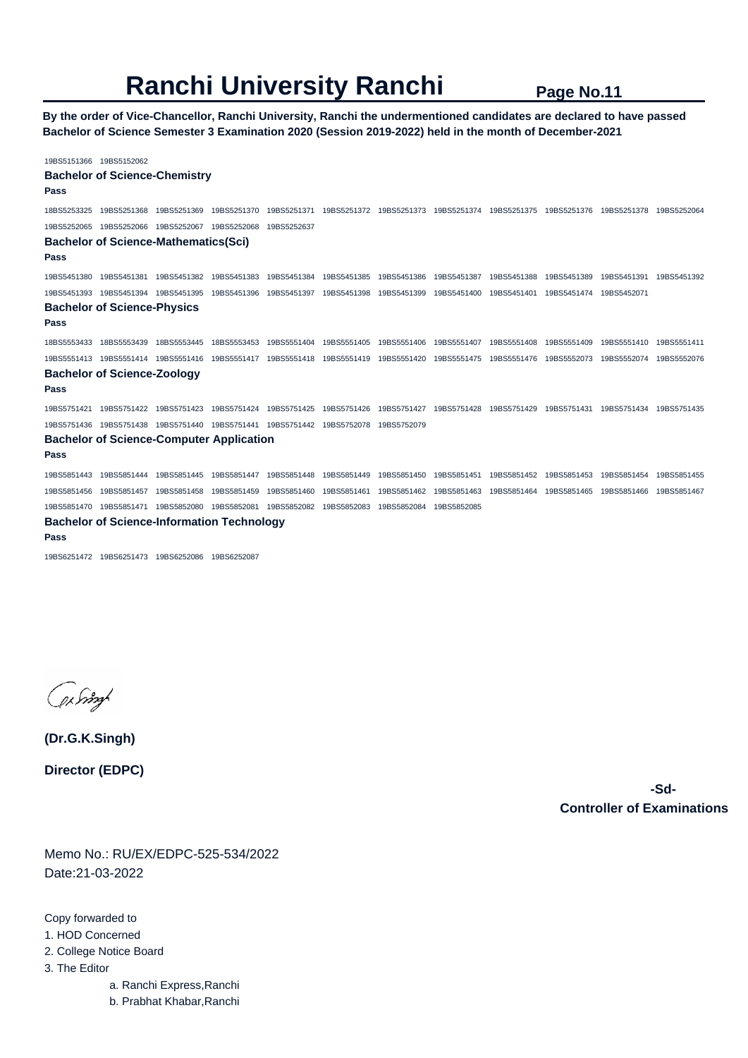# Ranchi University Ranchi

**By the order of Vice-Chancellor, Ranchi University, Ranchi the undermentioned candidates are declared to have passed Bachelor of Science Semester 3 Examination 2020 (Session 2019-2022) held in the month of December-2021**

19BS5151366 19BS5152062

### Bachelor of Science-Chemistry

**Pass**

18BS5253325 19BS5251368 19BS5251369 19BS5251370 19BS5251371 19BS5251372 19BS5251373 19BS5251374 19BS5251375 19BS5251376 19BS5251378 19BS5252064 19BS5252065 19BS5252066 19BS5252067 19BS5252068 19BS5252637

### Bachelor of Science-Mathematics(Sci)

**Pass**

19BS5451380 19BS5451381 19BS5451382 19BS5451383 19BS5451384 19BS5451385 19BS5451386 19BS5451387 19BS5451388 19BS5451389 19BS5451391 19BS5451392 19BS5451393 19BS5451394 19BS5451395 19BS5451396 19BS5451397 19BS5451398 19BS5451399 19BS5451400 19BS5451401 19BS5451474 19BS5452071

### Bachelor of Science-Physics

**Pass**

18BS5553433 18BS5553439 18BS5553445 18BS5553453 19BS5551404 19BS5551405 19BS5551406 19BS5551407 19BS5551408 19BS5551409 19BS5551410 19BS5551411 19BS5551413 19BS5551414 19BS5551416 19BS5551417 19BS5551418 19BS5551419 19BS5551420 19BS5551475 19BS5551476 19BS5552073 19BS5552074 19BS5552076

### Bachelor of Science-Zoology

**Pass**

19BS5751421 19BS5751422 19BS5751423 19BS5751424 19BS5751425 19BS5751426 19BS5751427 19BS5751428 19BS5751429 19BS5751431 19BS5751434 19BS5751435 19BS5751436 19BS5751438 19BS5751440 19BS5751441 19BS5751442 19BS5752078 19BS5752079

### Bachelor of Science-Computer Application

**Pass**

19BS5851443 19BS5851444 19BS5851445 19BS5851447 19BS5851448 19BS5851449 19BS5851450 19BS5851451 19BS5851452 19BS5851453 19BS5851454 19BS5851455 19BS5851456 19BS5851457 19BS5851458 19BS5851459 19BS5851460 19BS5851461 19BS5851462 19BS5851463 19BS5851464 19BS5851465 19BS5851466 19BS5851467 19BS5851470 19BS5851471 19BS5852080 19BS5852081 19BS5852082 19BS5852083 19BS5852084 19BS5852085

### Bachelor of Science-Information Technology

**Pass**

19BS6251472 19BS6251473 19BS6252086 19BS6252087

**(Dr.G.K.Singh)**

**Director (EDPC)**

**-Sd-**
**Controller of Examinations**

Memo No.: RU/EX/EDPC-525-534/2022
Date:21-03-2022

Copy forwarded to

1. HOD Concerned
2. College Notice Board
3. The Editor
    a. Ranchi Express,Ranchi
    b. Prabhat Khabar,Ranchi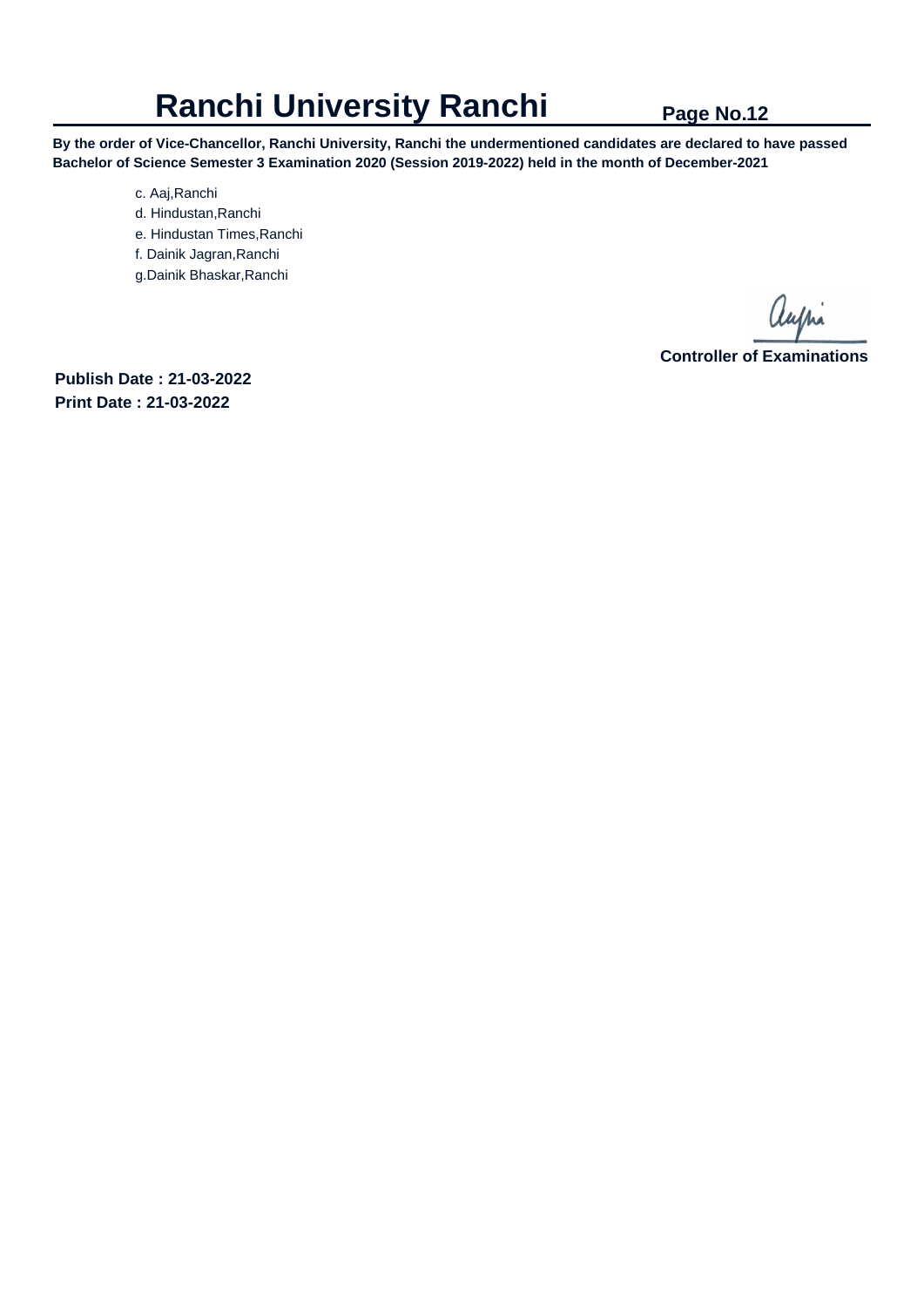# Ranchi University Ranchi

**By the order of Vice-Chancellor, Ranchi University, Ranchi the undermentioned candidates are declared to have passed Bachelor of Science Semester 3 Examination 2020 (Session 2019-2022) held in the month of December-2021**

c. Aaj,Ranchi
d. Hindustan,Ranchi
e. Hindustan Times,Ranchi
f. Dainik Jagran,Ranchi
g.Dainik Bhaskar,Ranchi

**Controller of Examinations**

**Publish Date : 21-03-2022**
**Print Date : 21-03-2022**